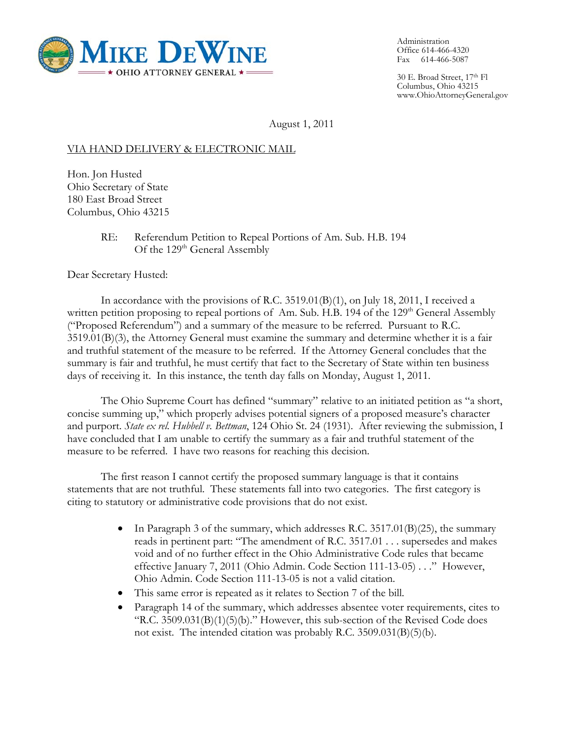**MIKE DEWINE**
★ OHIO ATTORNEY GENERAL ★

Administration
Office 614-466-4320
Fax 614-466-5087

30 E. Broad Street, 17th Fl
Columbus, Ohio 43215
www.OhioAttorneyGeneral.gov

August 1, 2011

VIA HAND DELIVERY & ELECTRONIC MAIL

Hon. Jon Husted
Ohio Secretary of State
180 East Broad Street
Columbus, Ohio 43215

RE: Referendum Petition to Repeal Portions of Am. Sub. H.B. 194 Of the 129th General Assembly

Dear Secretary Husted:

In accordance with the provisions of R.C. 3519.01(B)(1), on July 18, 2011, I received a written petition proposing to repeal portions of Am. Sub. H.B. 194 of the 129th General Assembly ("Proposed Referendum") and a summary of the measure to be referred. Pursuant to R.C. 3519.01(B)(3), the Attorney General must examine the summary and determine whether it is a fair and truthful statement of the measure to be referred. If the Attorney General concludes that the summary is fair and truthful, he must certify that fact to the Secretary of State within ten business days of receiving it. In this instance, the tenth day falls on Monday, August 1, 2011.

The Ohio Supreme Court has defined "summary" relative to an initiated petition as "a short, concise summing up," which properly advises potential signers of a proposed measure's character and purport. *State ex rel. Hubbell v. Bettman*, 124 Ohio St. 24 (1931). After reviewing the submission, I have concluded that I am unable to certify the summary as a fair and truthful statement of the measure to be referred. I have two reasons for reaching this decision.

The first reason I cannot certify the proposed summary language is that it contains statements that are not truthful. These statements fall into two categories. The first category is citing to statutory or administrative code provisions that do not exist.

- In Paragraph 3 of the summary, which addresses R.C. 3517.01(B)(25), the summary reads in pertinent part: "The amendment of R.C. 3517.01 . . . supersedes and makes void and of no further effect in the Ohio Administrative Code rules that became effective January 7, 2011 (Ohio Admin. Code Section 111-13-05) . . ." However, Ohio Admin. Code Section 111-13-05 is not a valid citation.
- This same error is repeated as it relates to Section 7 of the bill.
- Paragraph 14 of the summary, which addresses absentee voter requirements, cites to "R.C. 3509.031(B)(1)(5)(b)." However, this sub-section of the Revised Code does not exist. The intended citation was probably R.C. 3509.031(B)(5)(b).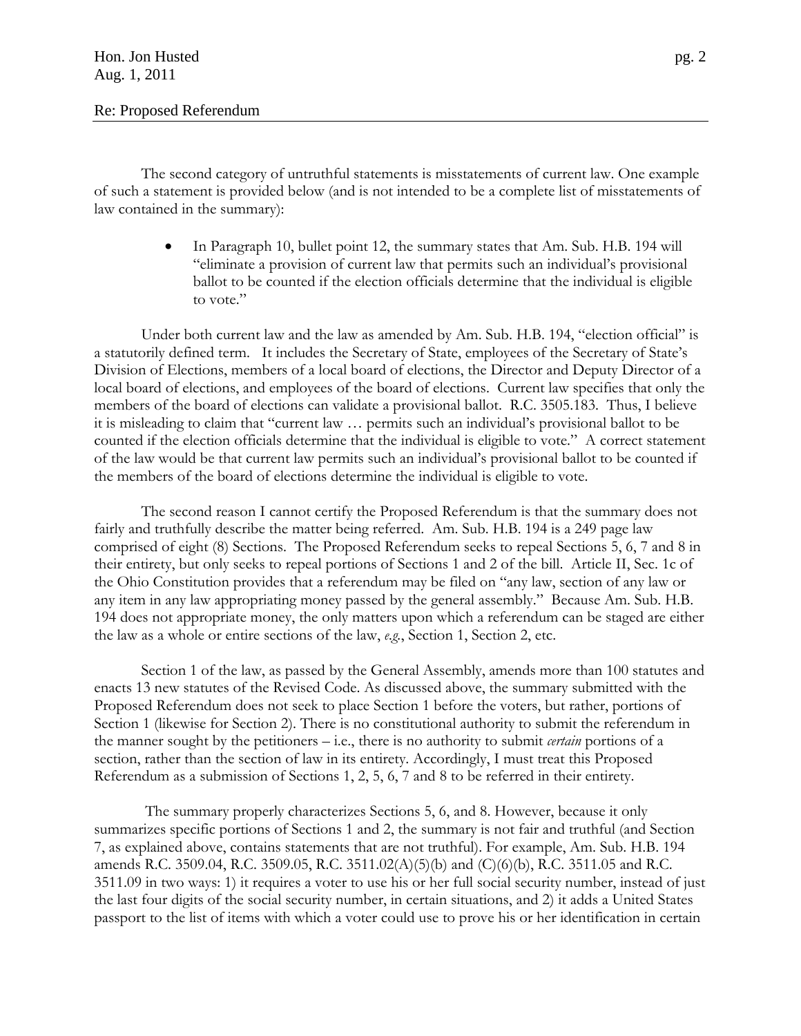The second category of untruthful statements is misstatements of current law. One example of such a statement is provided below (and is not intended to be a complete list of misstatements of law contained in the summary):

- In Paragraph 10, bullet point 12, the summary states that Am. Sub. H.B. 194 will "eliminate a provision of current law that permits such an individual's provisional ballot to be counted if the election officials determine that the individual is eligible to vote."

Under both current law and the law as amended by Am. Sub. H.B. 194, "election official" is a statutorily defined term. It includes the Secretary of State, employees of the Secretary of State's Division of Elections, members of a local board of elections, the Director and Deputy Director of a local board of elections, and employees of the board of elections. Current law specifies that only the members of the board of elections can validate a provisional ballot. R.C. 3505.183. Thus, I believe it is misleading to claim that "current law … permits such an individual's provisional ballot to be counted if the election officials determine that the individual is eligible to vote." A correct statement of the law would be that current law permits such an individual's provisional ballot to be counted if the members of the board of elections determine the individual is eligible to vote.

The second reason I cannot certify the Proposed Referendum is that the summary does not fairly and truthfully describe the matter being referred. Am. Sub. H.B. 194 is a 249 page law comprised of eight (8) Sections. The Proposed Referendum seeks to repeal Sections 5, 6, 7 and 8 in their entirety, but only seeks to repeal portions of Sections 1 and 2 of the bill. Article II, Sec. 1c of the Ohio Constitution provides that a referendum may be filed on "any law, section of any law or any item in any law appropriating money passed by the general assembly." Because Am. Sub. H.B. 194 does not appropriate money, the only matters upon which a referendum can be staged are either the law as a whole or entire sections of the law, *e.g.*, Section 1, Section 2, etc.

Section 1 of the law, as passed by the General Assembly, amends more than 100 statutes and enacts 13 new statutes of the Revised Code. As discussed above, the summary submitted with the Proposed Referendum does not seek to place Section 1 before the voters, but rather, portions of Section 1 (likewise for Section 2). There is no constitutional authority to submit the referendum in the manner sought by the petitioners – i.e., there is no authority to submit *certain* portions of a section, rather than the section of law in its entirety. Accordingly, I must treat this Proposed Referendum as a submission of Sections 1, 2, 5, 6, 7 and 8 to be referred in their entirety.

The summary properly characterizes Sections 5, 6, and 8. However, because it only summarizes specific portions of Sections 1 and 2, the summary is not fair and truthful (and Section 7, as explained above, contains statements that are not truthful). For example, Am. Sub. H.B. 194 amends R.C. 3509.04, R.C. 3509.05, R.C. 3511.02(A)(5)(b) and (C)(6)(b), R.C. 3511.05 and R.C. 3511.09 in two ways: 1) it requires a voter to use his or her full social security number, instead of just the last four digits of the social security number, in certain situations, and 2) it adds a United States passport to the list of items with which a voter could use to prove his or her identification in certain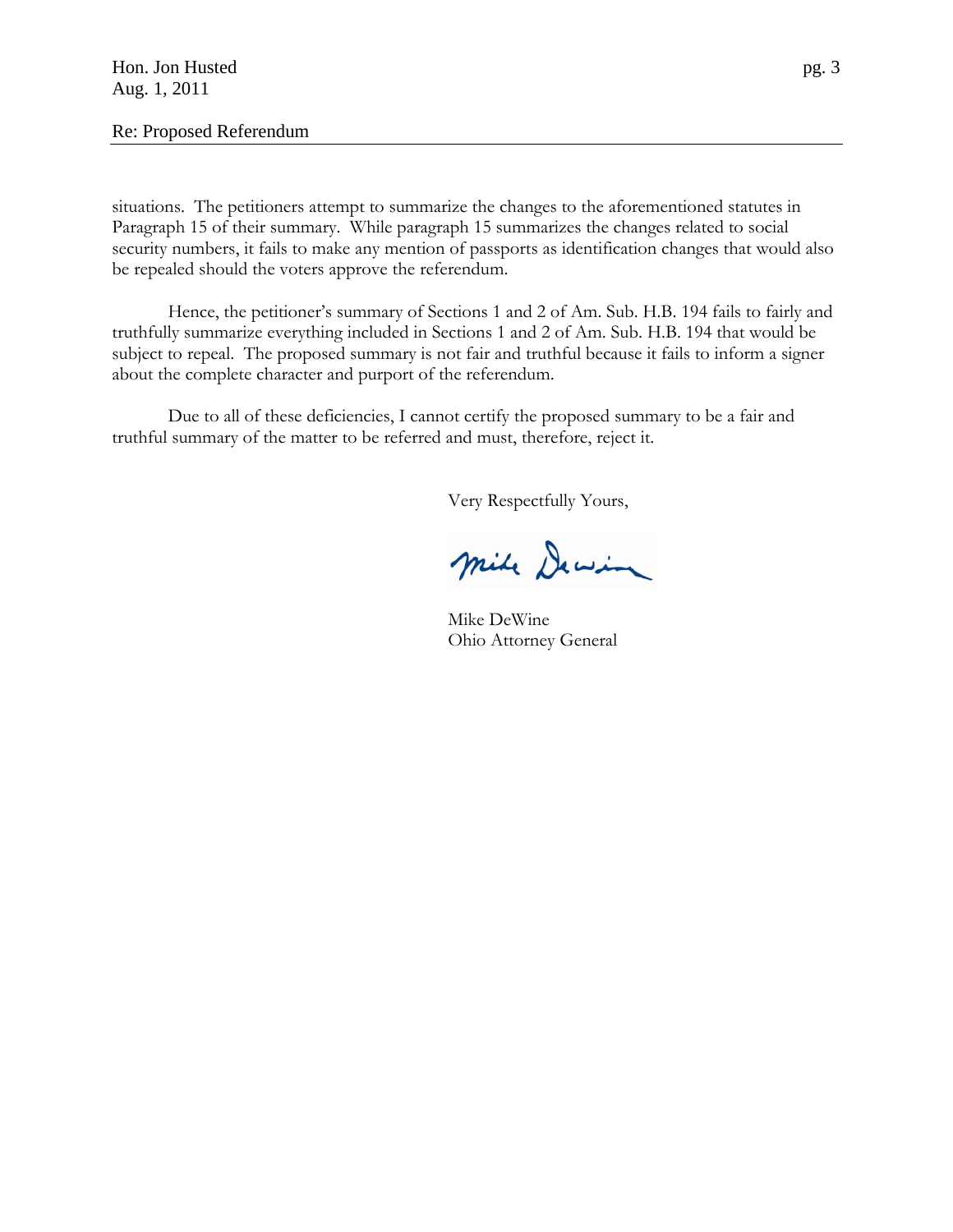situations. The petitioners attempt to summarize the changes to the aforementioned statutes in Paragraph 15 of their summary. While paragraph 15 summarizes the changes related to social security numbers, it fails to make any mention of passports as identification changes that would also be repealed should the voters approve the referendum.

Hence, the petitioner's summary of Sections 1 and 2 of Am. Sub. H.B. 194 fails to fairly and truthfully summarize everything included in Sections 1 and 2 of Am. Sub. H.B. 194 that would be subject to repeal. The proposed summary is not fair and truthful because it fails to inform a signer about the complete character and purport of the referendum.

Due to all of these deficiencies, I cannot certify the proposed summary to be a fair and truthful summary of the matter to be referred and must, therefore, reject it.

Very Respectfully Yours,

Mike DeWine
Ohio Attorney General